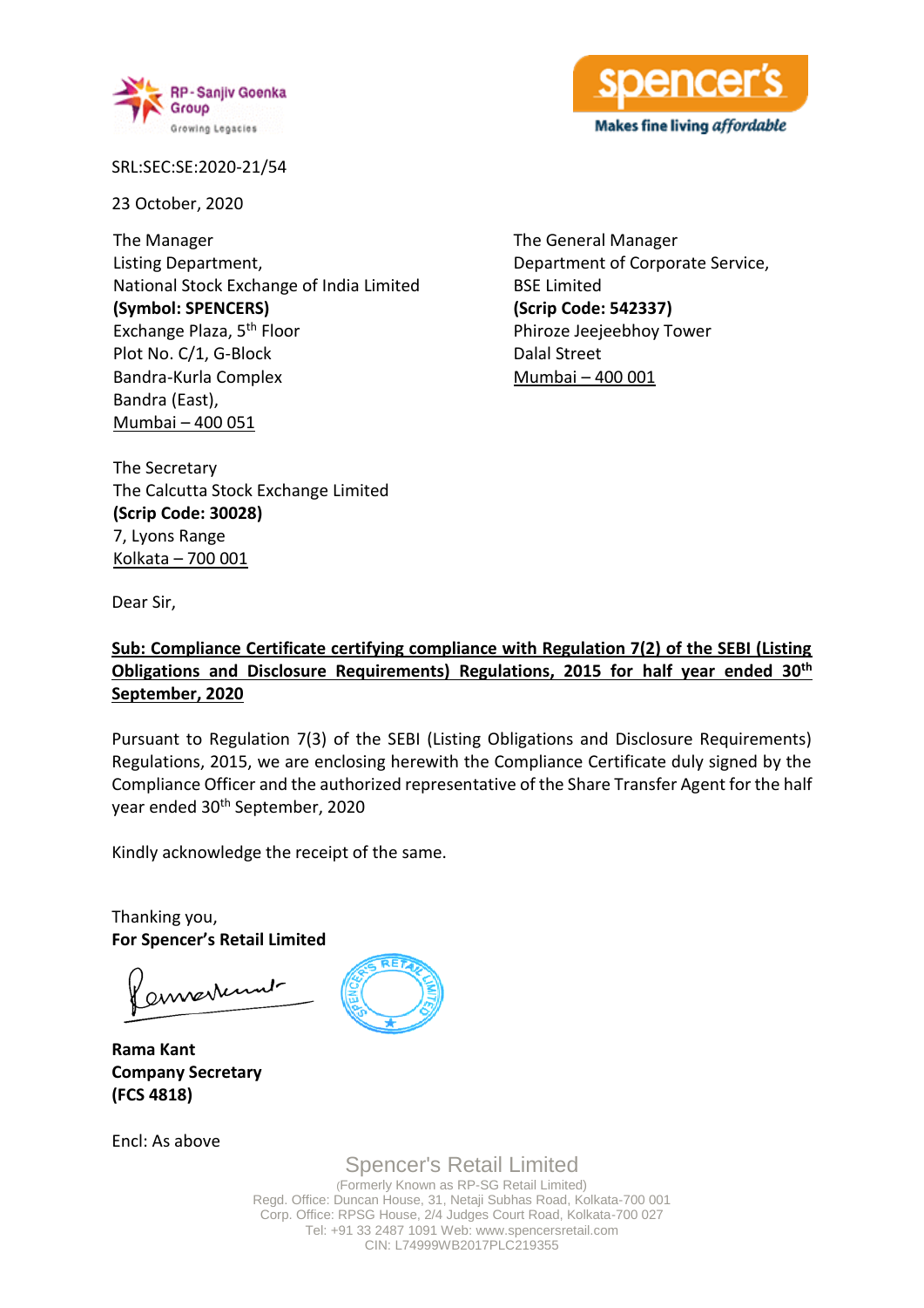SRL:SEC:SE:2020-21/54

23 October, 2020

The Manager
Listing Department,
National Stock Exchange of India Limited
**(Symbol: SPENCERS)**
Exchange Plaza, 5th Floor
Plot No. C/1, G-Block
Bandra-Kurla Complex
Bandra (East),
Mumbai – 400 051

The General Manager
Department of Corporate Service,
BSE Limited
**(Scrip Code: 542337)**
Phiroze Jeejeebhoy Tower
Dalal Street
Mumbai – 400 001

The Secretary
The Calcutta Stock Exchange Limited
**(Scrip Code: 30028)**
7, Lyons Range
Kolkata – 700 001

Dear Sir,

**Sub: Compliance Certificate certifying compliance with Regulation 7(2) of the SEBI (Listing Obligations and Disclosure Requirements) Regulations, 2015 for half year ended 30th September, 2020**

Pursuant to Regulation 7(3) of the SEBI (Listing Obligations and Disclosure Requirements) Regulations, 2015, we are enclosing herewith the Compliance Certificate duly signed by the Compliance Officer and the authorized representative of the Share Transfer Agent for the half year ended 30th September, 2020

Kindly acknowledge the receipt of the same.

Thanking you,
**For Spencer's Retail Limited**

**Rama Kant**
**Company Secretary**
**(FCS 4818)**

Encl: As above

Spencer's Retail Limited
(Formerly Known as RP-SG Retail Limited)
Regd. Office: Duncan House, 31, Netaji Subhas Road, Kolkata-700 001
Corp. Office: RPSG House, 2/4 Judges Court Road, Kolkata-700 027
Tel: +91 33 2487 1091 Web: www.spencersretail.com
CIN: L74999WB2017PLC219355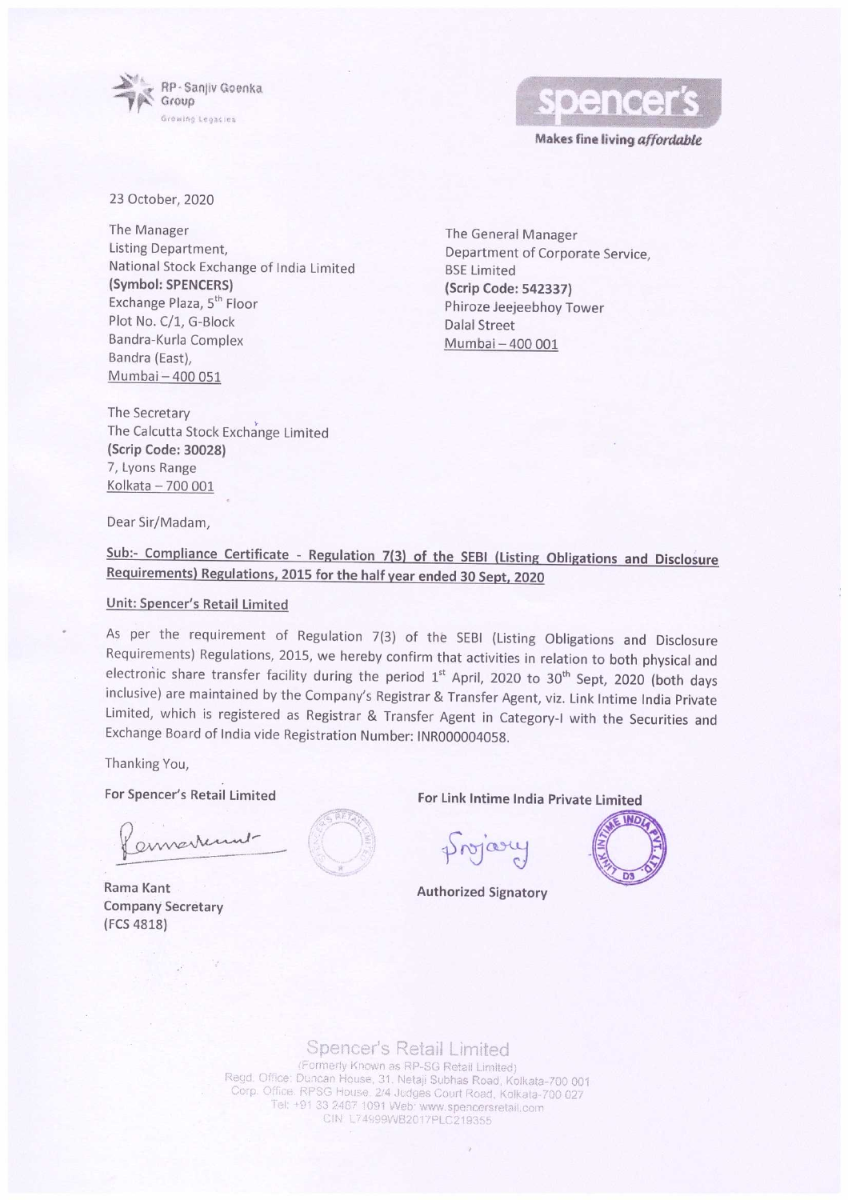RP - Sanjiv Goenka Group

Growing Legacies

spencer's

Makes fine living *affordable*

23 October, 2020

The Manager
Listing Department,
National Stock Exchange of India Limited
**(Symbol: SPENCERS)**
Exchange Plaza, 5th Floor
Plot No. C/1, G-Block
Bandra-Kurla Complex
Bandra (East),
Mumbai – 400 051

The General Manager
Department of Corporate Service,
BSE Limited
**(Scrip Code: 542337)**
Phiroze Jeejeebhoy Tower
Dalal Street
Mumbai – 400 001

The Secretary
The Calcutta Stock Exchange Limited
**(Scrip Code: 30028)**
7, Lyons Range
Kolkata – 700 001

Dear Sir/Madam,

**Sub:- Compliance Certificate - Regulation 7(3) of the SEBI (Listing Obligations and Disclosure Requirements) Regulations, 2015 for the half year ended 30 Sept, 2020**

**Unit: Spencer's Retail Limited**

As per the requirement of Regulation 7(3) of the SEBI (Listing Obligations and Disclosure Requirements) Regulations, 2015, we hereby confirm that activities in relation to both physical and electronic share transfer facility during the period 1st April, 2020 to 30th Sept, 2020 (both days inclusive) are maintained by the Company's Registrar & Transfer Agent, viz. Link Intime India Private Limited, which is registered as Registrar & Transfer Agent in Category-I with the Securities and Exchange Board of India vide Registration Number: INR000004058.

Thanking You,

**For Spencer's Retail Limited**

**Rama Kant**
**Company Secretary**
**(FCS 4818)**

**For Link Intime India Private Limited**

**Authorized Signatory**

Spencer's Retail Limited
(Formerly Known as RP-SG Retail Limited)
Regd. Office: Duncan House, 31, Netaji Subhas Road, Kolkata-700 001
Corp. Office: RPSG House, 2/4 Judges Court Road, Kolkata-700 027
Tel: +91 33 2487 1091 Web: www.spencersretail.com
CIN: L74999WB2017PLC219355